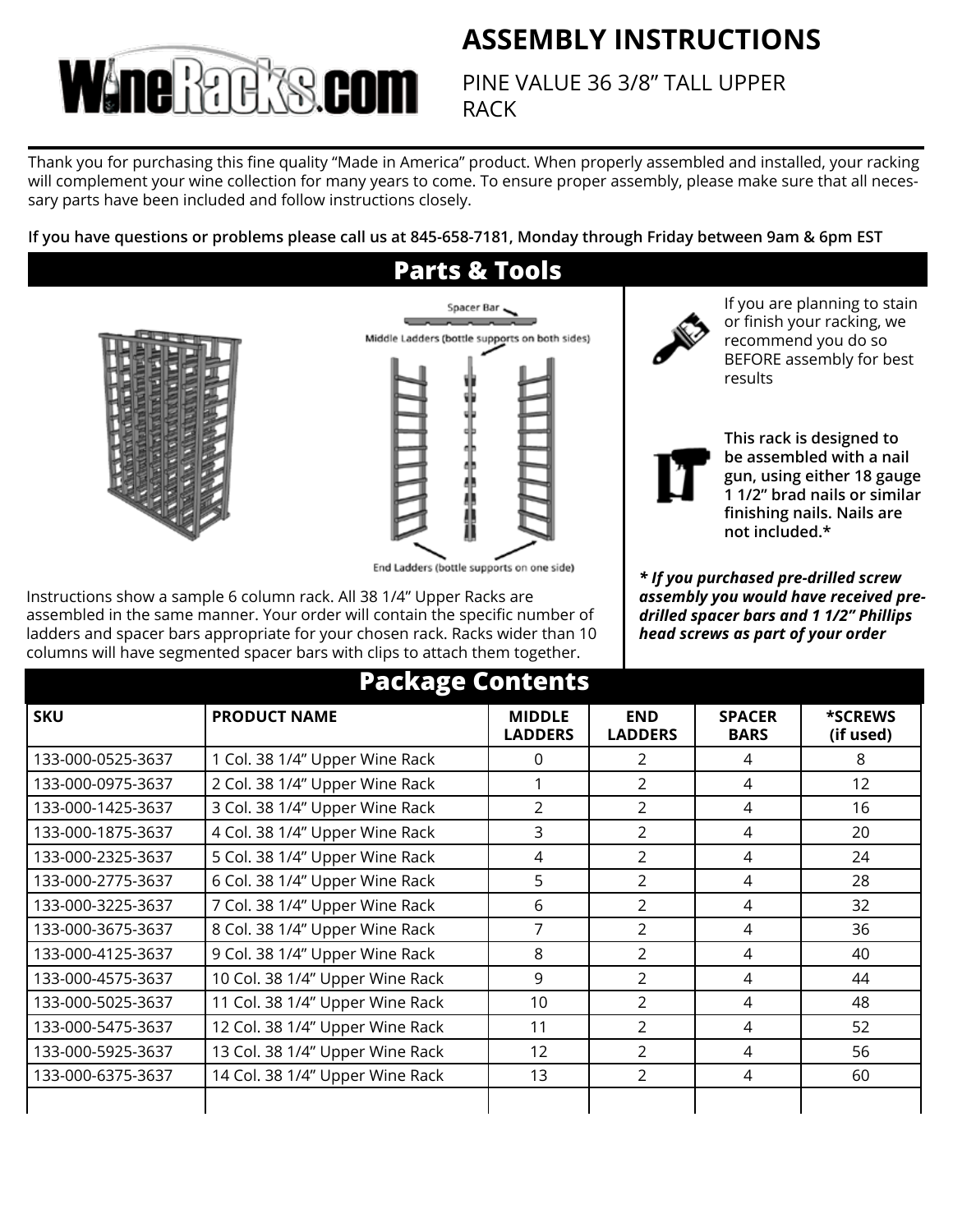# ASSEMBLY INSTRUCTIONS

PINE VALUE 36 3/8" TALL UPPER RACK

Thank you for purchasing this fine quality "Made in America" product. When properly assembled and installed, your racking will complement your wine collection for many years to come. To ensure proper assembly, please make sure that all necessary parts have been included and follow instructions closely.

**If you have questions or problems please call us at 845-658-7181, Monday through Friday between 9am & 6pm EST**

## Parts & Tools

Spacer Bar

Middle Ladders (bottle supports on both sides)

End Ladders (bottle supports on one side)

Instructions show a sample 6 column rack. All 38 1/4" Upper Racks are assembled in the same manner. Your order will contain the specific number of ladders and spacer bars appropriate for your chosen rack. Racks wider than 10 columns will have segmented spacer bars with clips to attach them together.

If you are planning to stain or finish your racking, we recommend you do so BEFORE assembly for best results

**This rack is designed to be assembled with a nail gun, using either 18 gauge 1 1/2" brad nails or similar finishing nails. Nails are not included.***

***\* If you purchased pre-drilled screw assembly you would have received pre-drilled spacer bars and 1 1/2" Phillips head screws as part of your order***

## Package Contents

| SKU | PRODUCT NAME | MIDDLE LADDERS | END LADDERS | SPACER BARS | *SCREWS (if used) |
|---|---|---|---|---|---|
| 133-000-0525-3637 | 1 Col. 38 1/4" Upper Wine Rack | 0 | 2 | 4 | 8 |
| 133-000-0975-3637 | 2 Col. 38 1/4" Upper Wine Rack | 1 | 2 | 4 | 12 |
| 133-000-1425-3637 | 3 Col. 38 1/4" Upper Wine Rack | 2 | 2 | 4 | 16 |
| 133-000-1875-3637 | 4 Col. 38 1/4" Upper Wine Rack | 3 | 2 | 4 | 20 |
| 133-000-2325-3637 | 5 Col. 38 1/4" Upper Wine Rack | 4 | 2 | 4 | 24 |
| 133-000-2775-3637 | 6 Col. 38 1/4" Upper Wine Rack | 5 | 2 | 4 | 28 |
| 133-000-3225-3637 | 7 Col. 38 1/4" Upper Wine Rack | 6 | 2 | 4 | 32 |
| 133-000-3675-3637 | 8 Col. 38 1/4" Upper Wine Rack | 7 | 2 | 4 | 36 |
| 133-000-4125-3637 | 9 Col. 38 1/4" Upper Wine Rack | 8 | 2 | 4 | 40 |
| 133-000-4575-3637 | 10 Col. 38 1/4" Upper Wine Rack | 9 | 2 | 4 | 44 |
| 133-000-5025-3637 | 11 Col. 38 1/4" Upper Wine Rack | 10 | 2 | 4 | 48 |
| 133-000-5475-3637 | 12 Col. 38 1/4" Upper Wine Rack | 11 | 2 | 4 | 52 |
| 133-000-5925-3637 | 13 Col. 38 1/4" Upper Wine Rack | 12 | 2 | 4 | 56 |
| 133-000-6375-3637 | 14 Col. 38 1/4" Upper Wine Rack | 13 | 2 | 4 | 60 |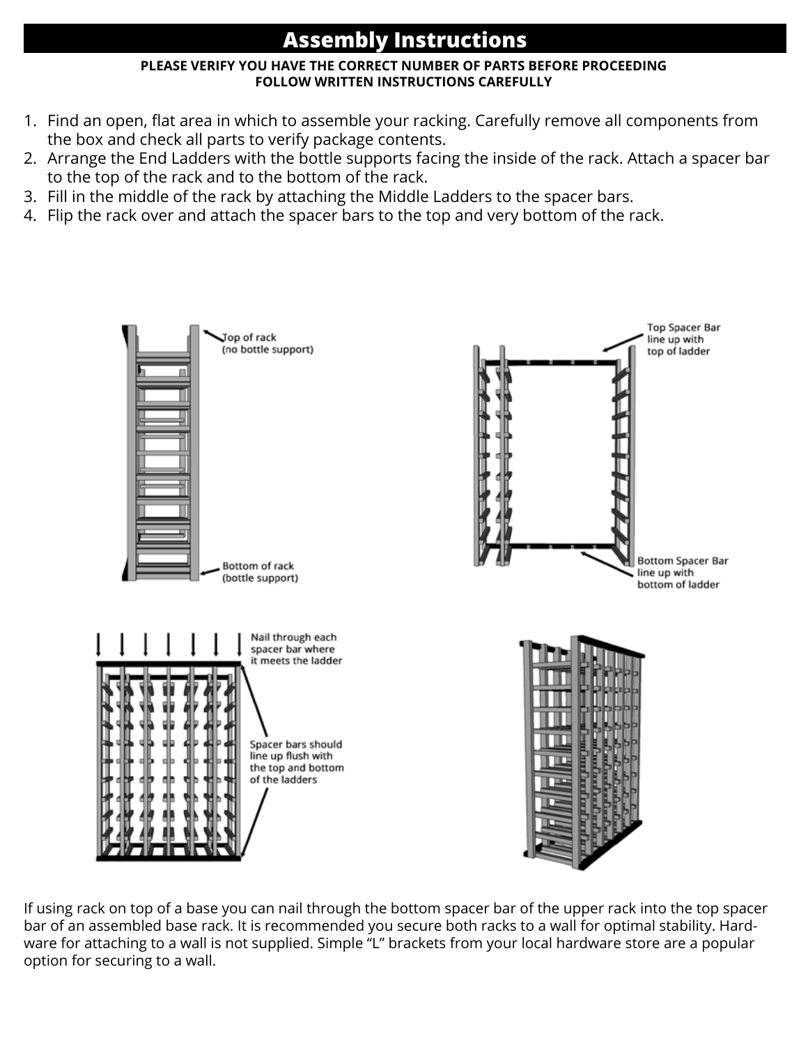# Assembly Instructions

**PLEASE VERIFY YOU HAVE THE CORRECT NUMBER OF PARTS BEFORE PROCEEDING**
**FOLLOW WRITTEN INSTRUCTIONS CAREFULLY**

1. Find an open, flat area in which to assemble your racking. Carefully remove all components from the box and check all parts to verify package contents.
2. Arrange the End Ladders with the bottle supports facing the inside of the rack. Attach a spacer bar to the top of the rack and to the bottom of the rack.
3. Fill in the middle of the rack by attaching the Middle Ladders to the spacer bars.
4. Flip the rack over and attach the spacer bars to the top and very bottom of the rack.

Top of rack
(no bottle support)

Bottom of rack
(bottle support)

Top Spacer Bar
line up with
top of ladder

Bottom Spacer Bar
line up with
bottom of ladder

Nail through each
spacer bar where
it meets the ladder

Spacer bars should
line up flush with
the top and bottom
of the ladders

If using rack on top of a base you can nail through the bottom spacer bar of the upper rack into the top spacer bar of an assembled base rack. It is recommended you secure both racks to a wall for optimal stability. Hardware for attaching to a wall is not supplied. Simple "L" brackets from your local hardware store are a popular option for securing to a wall.